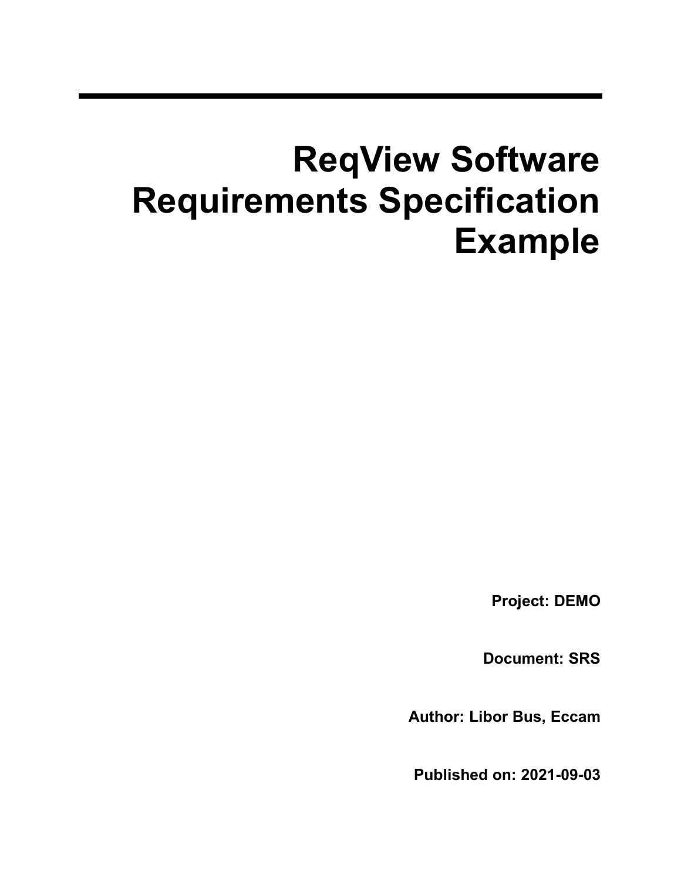# ReqView Software Requirements Specification Example

**Project: DEMO**

**Document: SRS**

**Author: Libor Bus, Eccam**

**Published on: 2021-09-03**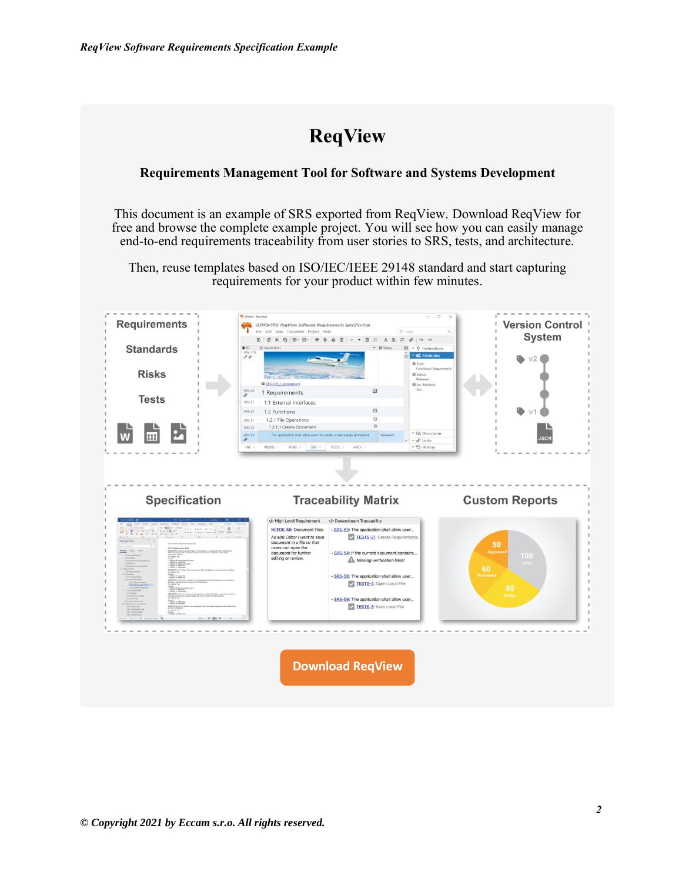# ReqView

**Requirements Management Tool for Software and Systems Development**

This document is an example of SRS exported from ReqView. Download ReqView for free and browse the complete example project. You will see how you can easily manage end-to-end requirements traceability from user stories to SRS, tests, and architecture.

Then, reuse templates based on ISO/IEC/IEEE 29148 standard and start capturing requirements for your product within few minutes.

Requirements

Standards

Risks

Tests

Version Control System

Specification

Traceability Matrix

Custom Reports

**Download ReqView**

*© Copyright 2021 by Eccam s.r.o. All rights reserved.*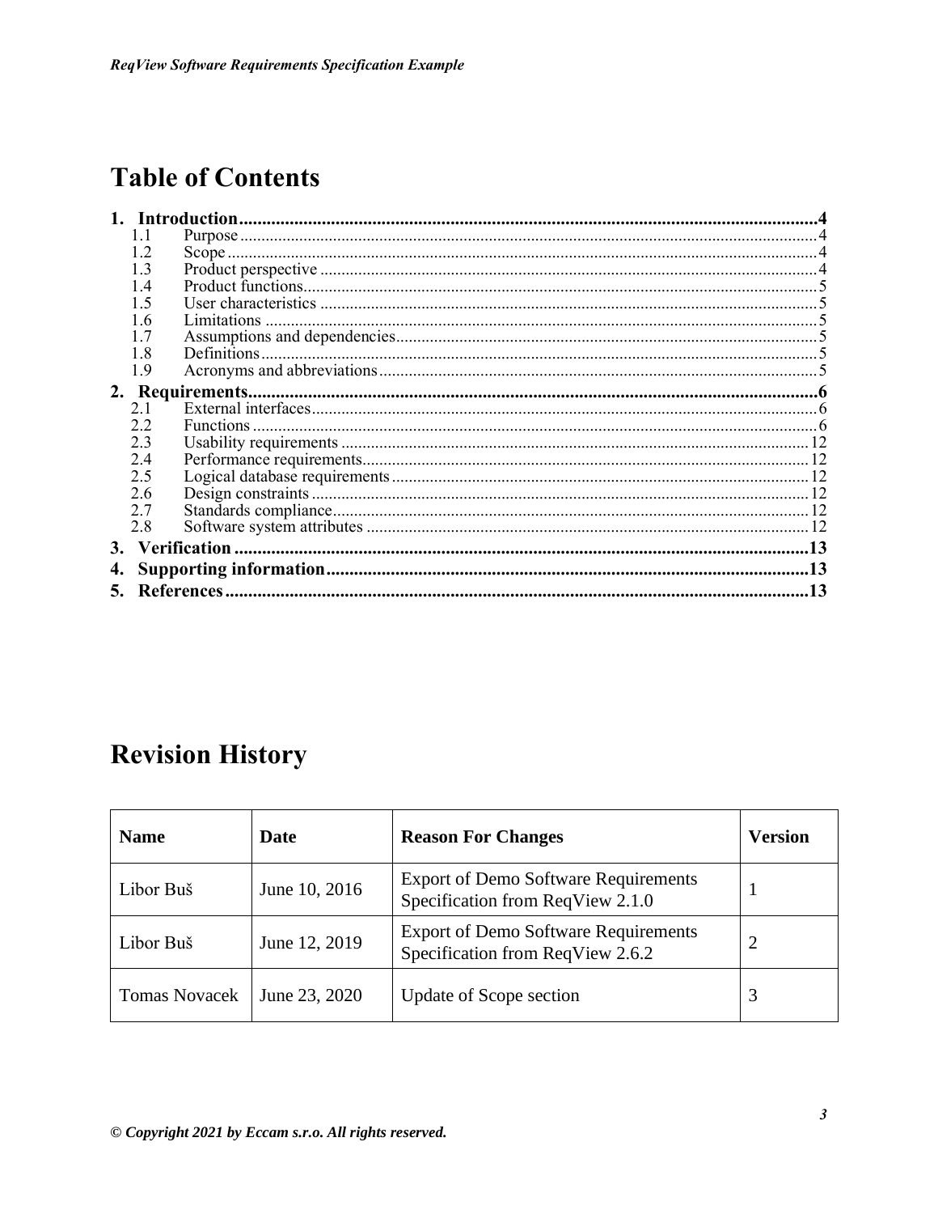# Table of Contents

**1. Introduction** .......... **4**
- 1.1 Purpose .......... 4
- 1.2 Scope .......... 4
- 1.3 Product perspective .......... 4
- 1.4 Product functions .......... 5
- 1.5 User characteristics .......... 5
- 1.6 Limitations .......... 5
- 1.7 Assumptions and dependencies .......... 5
- 1.8 Definitions .......... 5
- 1.9 Acronyms and abbreviations .......... 5

**2. Requirements** .......... **6**
- 2.1 External interfaces .......... 6
- 2.2 Functions .......... 6
- 2.3 Usability requirements .......... 12
- 2.4 Performance requirements .......... 12
- 2.5 Logical database requirements .......... 12
- 2.6 Design constraints .......... 12
- 2.7 Standards compliance .......... 12
- 2.8 Software system attributes .......... 12

**3. Verification** .......... **13**

**4. Supporting information** .......... **13**

**5. References** .......... **13**

# Revision History

| Name | Date | Reason For Changes | Version |
| --- | --- | --- | --- |
| Libor Buš | June 10, 2016 | Export of Demo Software Requirements Specification from ReqView 2.1.0 | 1 |
| Libor Buš | June 12, 2019 | Export of Demo Software Requirements Specification from ReqView 2.6.2 | 2 |
| Tomas Novacek | June 23, 2020 | Update of Scope section | 3 |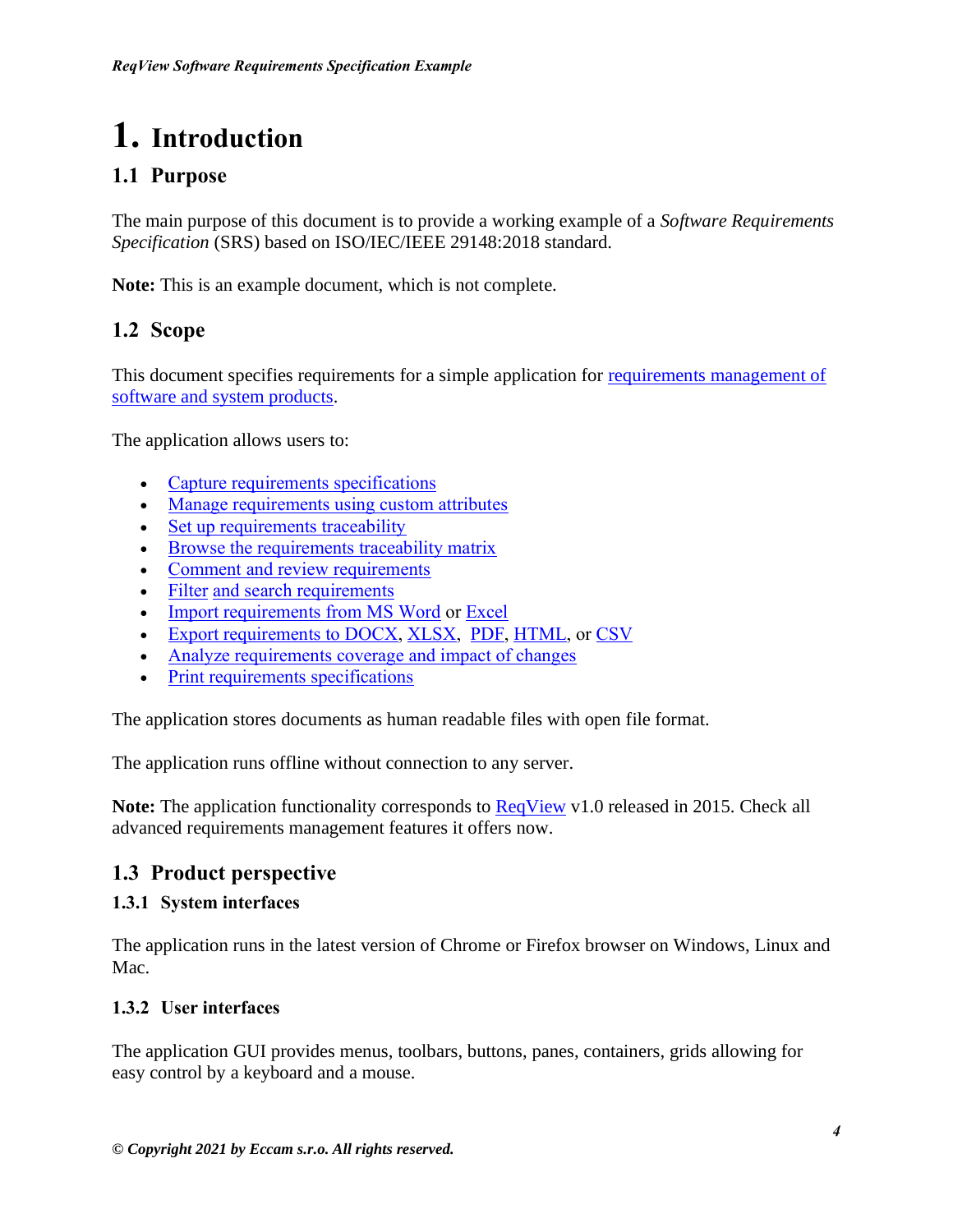# 1. Introduction

## 1.1 Purpose

The main purpose of this document is to provide a working example of a *Software Requirements Specification* (SRS) based on ISO/IEC/IEEE 29148:2018 standard.

**Note:** This is an example document, which is not complete.

## 1.2 Scope

This document specifies requirements for a simple application for requirements management of software and system products.

The application allows users to:

- Capture requirements specifications
- Manage requirements using custom attributes
- Set up requirements traceability
- Browse the requirements traceability matrix
- Comment and review requirements
- Filter and search requirements
- Import requirements from MS Word or Excel
- Export requirements to DOCX, XLSX, PDF, HTML, or CSV
- Analyze requirements coverage and impact of changes
- Print requirements specifications

The application stores documents as human readable files with open file format.

The application runs offline without connection to any server.

**Note:** The application functionality corresponds to ReqView v1.0 released in 2015. Check all advanced requirements management features it offers now.

## 1.3 Product perspective

### 1.3.1 System interfaces

The application runs in the latest version of Chrome or Firefox browser on Windows, Linux and Mac.

### 1.3.2 User interfaces

The application GUI provides menus, toolbars, buttons, panes, containers, grids allowing for easy control by a keyboard and a mouse.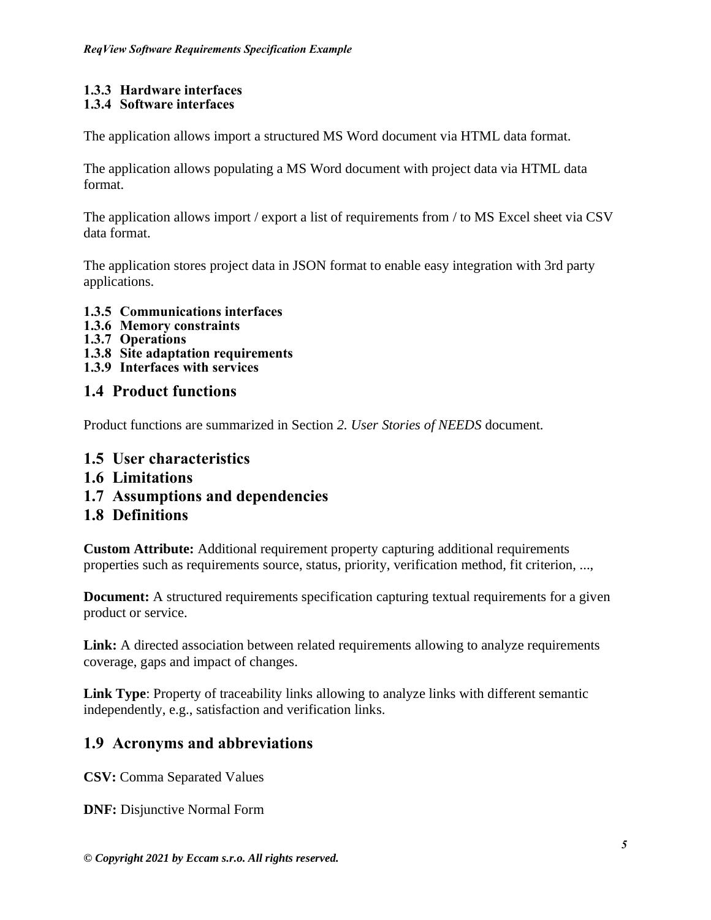### 1.3.3 Hardware interfaces

### 1.3.4 Software interfaces

The application allows import a structured MS Word document via HTML data format.

The application allows populating a MS Word document with project data via HTML data format.

The application allows import / export a list of requirements from / to MS Excel sheet via CSV data format.

The application stores project data in JSON format to enable easy integration with 3rd party applications.

### 1.3.5 Communications interfaces

### 1.3.6 Memory constraints

### 1.3.7 Operations

### 1.3.8 Site adaptation requirements

### 1.3.9 Interfaces with services

## 1.4 Product functions

Product functions are summarized in Section *2. User Stories of NEEDS* document.

## 1.5 User characteristics

## 1.6 Limitations

## 1.7 Assumptions and dependencies

## 1.8 Definitions

**Custom Attribute:** Additional requirement property capturing additional requirements properties such as requirements source, status, priority, verification method, fit criterion, ...,

**Document:** A structured requirements specification capturing textual requirements for a given product or service.

**Link:** A directed association between related requirements allowing to analyze requirements coverage, gaps and impact of changes.

**Link Type**: Property of traceability links allowing to analyze links with different semantic independently, e.g., satisfaction and verification links.

## 1.9 Acronyms and abbreviations

**CSV:** Comma Separated Values

**DNF:** Disjunctive Normal Form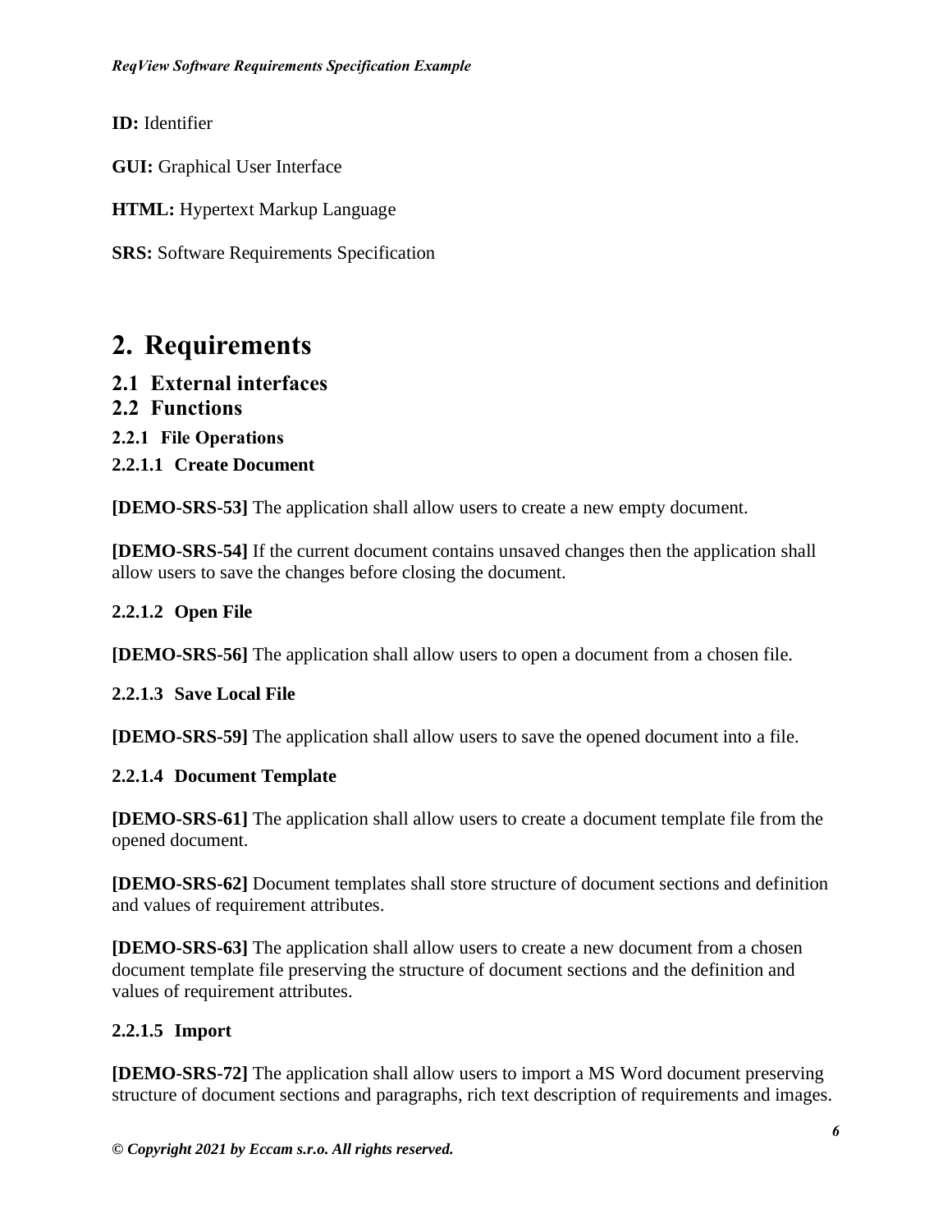**ID:** Identifier

**GUI:** Graphical User Interface

**HTML:** Hypertext Markup Language

**SRS:** Software Requirements Specification

# 2. Requirements

## 2.1 External interfaces

## 2.2 Functions

### 2.2.1 File Operations

#### 2.2.1.1 Create Document

**[DEMO-SRS-53]** The application shall allow users to create a new empty document.

**[DEMO-SRS-54]** If the current document contains unsaved changes then the application shall allow users to save the changes before closing the document.

#### 2.2.1.2 Open File

**[DEMO-SRS-56]** The application shall allow users to open a document from a chosen file.

#### 2.2.1.3 Save Local File

**[DEMO-SRS-59]** The application shall allow users to save the opened document into a file.

#### 2.2.1.4 Document Template

**[DEMO-SRS-61]** The application shall allow users to create a document template file from the opened document.

**[DEMO-SRS-62]** Document templates shall store structure of document sections and definition and values of requirement attributes.

**[DEMO-SRS-63]** The application shall allow users to create a new document from a chosen document template file preserving the structure of document sections and the definition and values of requirement attributes.

#### 2.2.1.5 Import

**[DEMO-SRS-72]** The application shall allow users to import a MS Word document preserving structure of document sections and paragraphs, rich text description of requirements and images.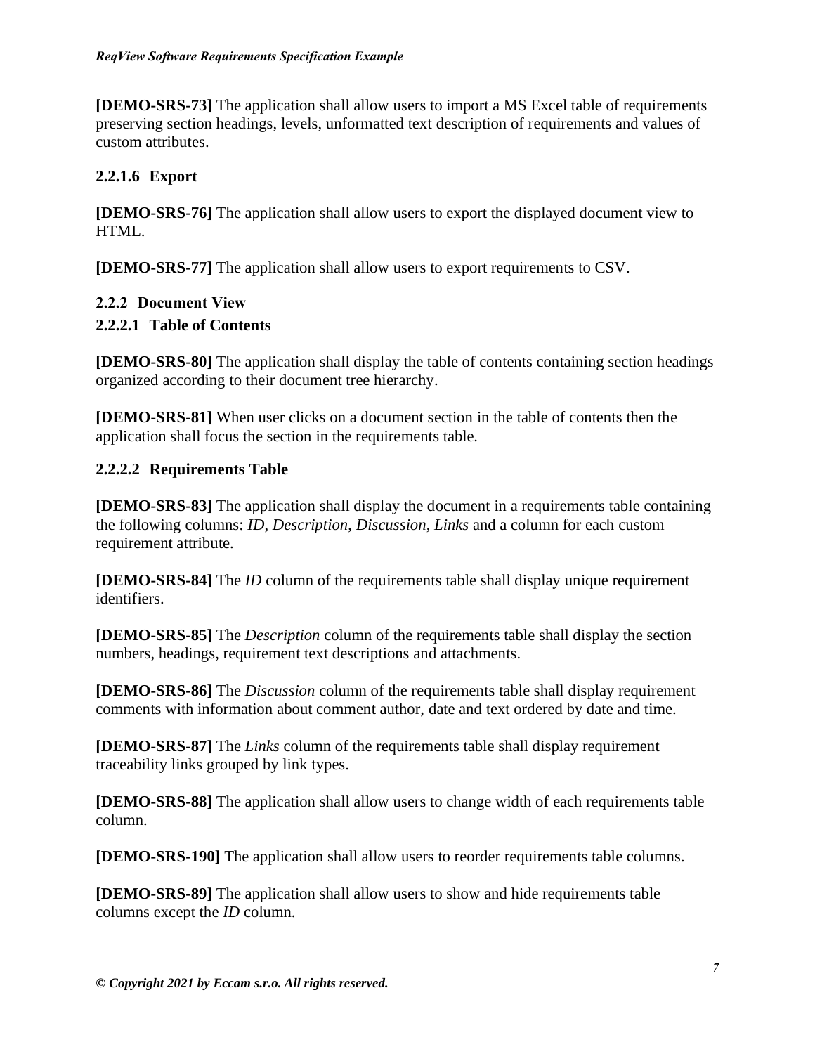**[DEMO-SRS-73]** The application shall allow users to import a MS Excel table of requirements preserving section headings, levels, unformatted text description of requirements and values of custom attributes.

#### 2.2.1.6 Export

**[DEMO-SRS-76]** The application shall allow users to export the displayed document view to HTML.

**[DEMO-SRS-77]** The application shall allow users to export requirements to CSV.

### 2.2.2 Document View

#### 2.2.2.1 Table of Contents

**[DEMO-SRS-80]** The application shall display the table of contents containing section headings organized according to their document tree hierarchy.

**[DEMO-SRS-81]** When user clicks on a document section in the table of contents then the application shall focus the section in the requirements table.

#### 2.2.2.2 Requirements Table

**[DEMO-SRS-83]** The application shall display the document in a requirements table containing the following columns: *ID*, *Description*, *Discussion*, *Links* and a column for each custom requirement attribute.

**[DEMO-SRS-84]** The *ID* column of the requirements table shall display unique requirement identifiers.

**[DEMO-SRS-85]** The *Description* column of the requirements table shall display the section numbers, headings, requirement text descriptions and attachments.

**[DEMO-SRS-86]** The *Discussion* column of the requirements table shall display requirement comments with information about comment author, date and text ordered by date and time.

**[DEMO-SRS-87]** The *Links* column of the requirements table shall display requirement traceability links grouped by link types.

**[DEMO-SRS-88]** The application shall allow users to change width of each requirements table column.

**[DEMO-SRS-190]** The application shall allow users to reorder requirements table columns.

**[DEMO-SRS-89]** The application shall allow users to show and hide requirements table columns except the *ID* column.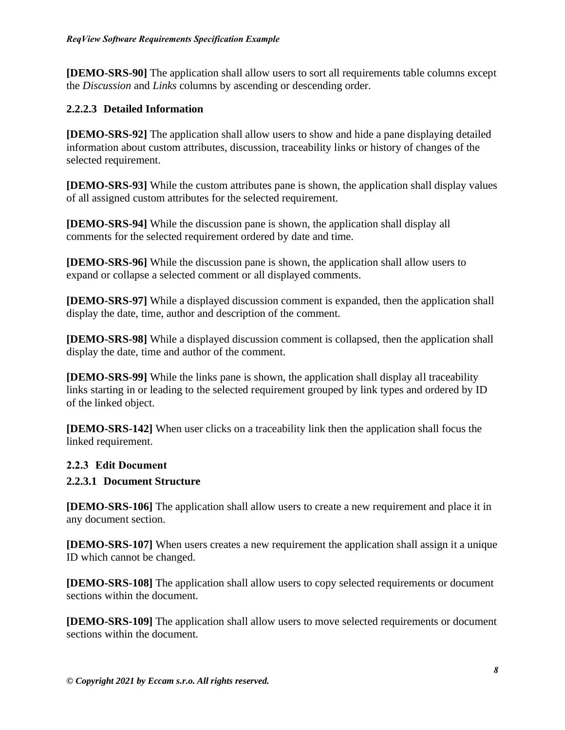**[DEMO-SRS-90]** The application shall allow users to sort all requirements table columns except the *Discussion* and *Links* columns by ascending or descending order.

#### 2.2.2.3 Detailed Information

**[DEMO-SRS-92]** The application shall allow users to show and hide a pane displaying detailed information about custom attributes, discussion, traceability links or history of changes of the selected requirement.

**[DEMO-SRS-93]** While the custom attributes pane is shown, the application shall display values of all assigned custom attributes for the selected requirement.

**[DEMO-SRS-94]** While the discussion pane is shown, the application shall display all comments for the selected requirement ordered by date and time.

**[DEMO-SRS-96]** While the discussion pane is shown, the application shall allow users to expand or collapse a selected comment or all displayed comments.

**[DEMO-SRS-97]** While a displayed discussion comment is expanded, then the application shall display the date, time, author and description of the comment.

**[DEMO-SRS-98]** While a displayed discussion comment is collapsed, then the application shall display the date, time and author of the comment.

**[DEMO-SRS-99]** While the links pane is shown, the application shall display all traceability links starting in or leading to the selected requirement grouped by link types and ordered by ID of the linked object.

**[DEMO-SRS-142]** When user clicks on a traceability link then the application shall focus the linked requirement.

### 2.2.3 Edit Document

#### 2.2.3.1 Document Structure

**[DEMO-SRS-106]** The application shall allow users to create a new requirement and place it in any document section.

**[DEMO-SRS-107]** When users creates a new requirement the application shall assign it a unique ID which cannot be changed.

**[DEMO-SRS-108]** The application shall allow users to copy selected requirements or document sections within the document.

**[DEMO-SRS-109]** The application shall allow users to move selected requirements or document sections within the document.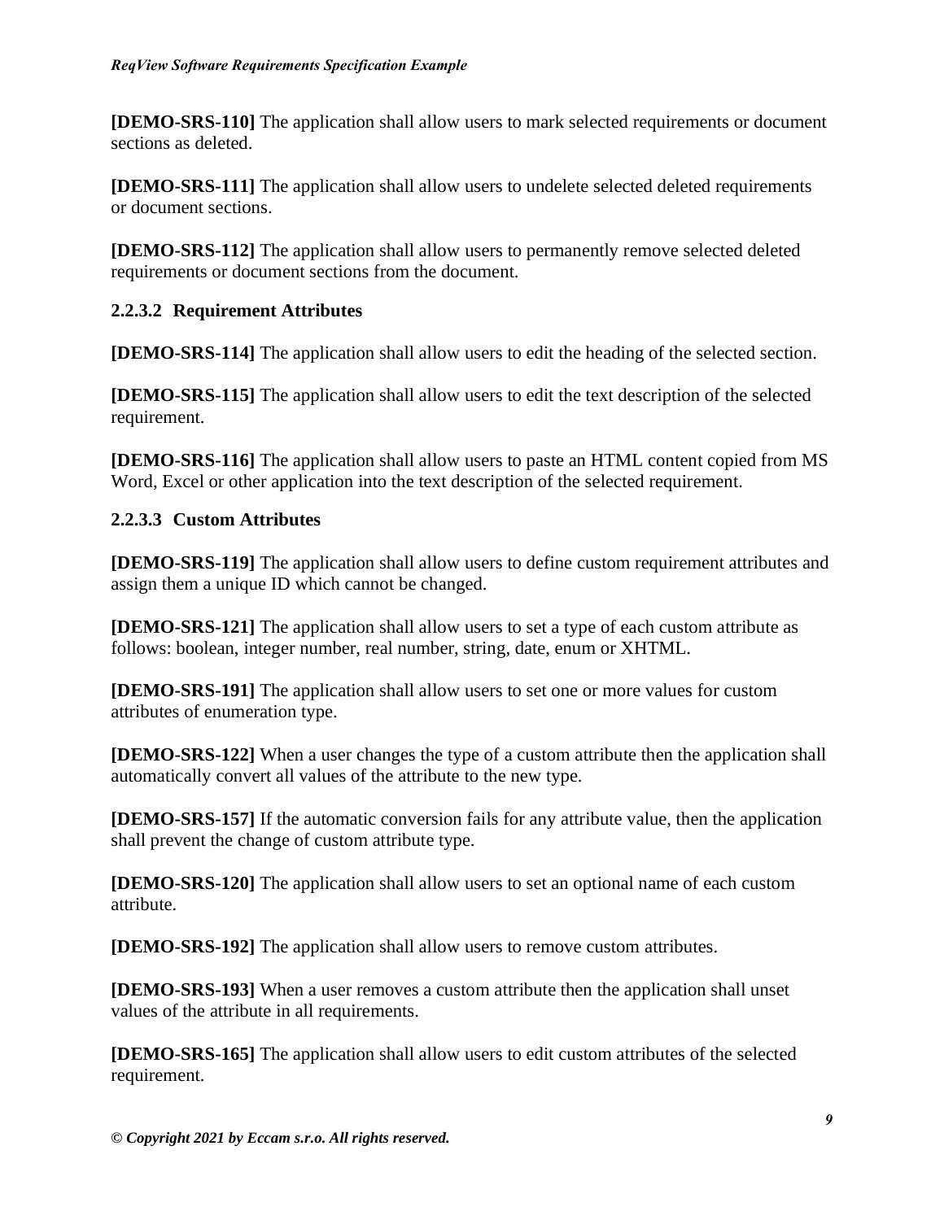**[DEMO-SRS-110]** The application shall allow users to mark selected requirements or document sections as deleted.

**[DEMO-SRS-111]** The application shall allow users to undelete selected deleted requirements or document sections.

**[DEMO-SRS-112]** The application shall allow users to permanently remove selected deleted requirements or document sections from the document.

#### 2.2.3.2 Requirement Attributes

**[DEMO-SRS-114]** The application shall allow users to edit the heading of the selected section.

**[DEMO-SRS-115]** The application shall allow users to edit the text description of the selected requirement.

**[DEMO-SRS-116]** The application shall allow users to paste an HTML content copied from MS Word, Excel or other application into the text description of the selected requirement.

#### 2.2.3.3 Custom Attributes

**[DEMO-SRS-119]** The application shall allow users to define custom requirement attributes and assign them a unique ID which cannot be changed.

**[DEMO-SRS-121]** The application shall allow users to set a type of each custom attribute as follows: boolean, integer number, real number, string, date, enum or XHTML.

**[DEMO-SRS-191]** The application shall allow users to set one or more values for custom attributes of enumeration type.

**[DEMO-SRS-122]** When a user changes the type of a custom attribute then the application shall automatically convert all values of the attribute to the new type.

**[DEMO-SRS-157]** If the automatic conversion fails for any attribute value, then the application shall prevent the change of custom attribute type.

**[DEMO-SRS-120]** The application shall allow users to set an optional name of each custom attribute.

**[DEMO-SRS-192]** The application shall allow users to remove custom attributes.

**[DEMO-SRS-193]** When a user removes a custom attribute then the application shall unset values of the attribute in all requirements.

**[DEMO-SRS-165]** The application shall allow users to edit custom attributes of the selected requirement.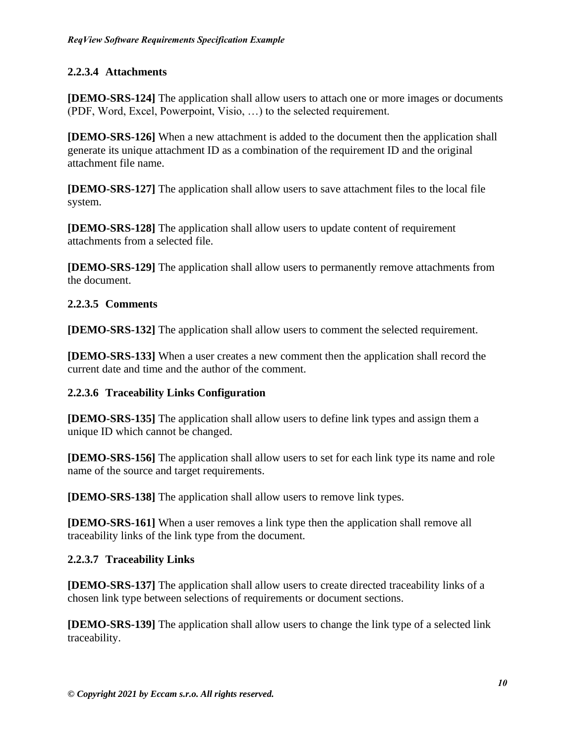#### 2.2.3.4 Attachments

**[DEMO-SRS-124]** The application shall allow users to attach one or more images or documents (PDF, Word, Excel, Powerpoint, Visio, …) to the selected requirement.

**[DEMO-SRS-126]** When a new attachment is added to the document then the application shall generate its unique attachment ID as a combination of the requirement ID and the original attachment file name.

**[DEMO-SRS-127]** The application shall allow users to save attachment files to the local file system.

**[DEMO-SRS-128]** The application shall allow users to update content of requirement attachments from a selected file.

**[DEMO-SRS-129]** The application shall allow users to permanently remove attachments from the document.

#### 2.2.3.5 Comments

**[DEMO-SRS-132]** The application shall allow users to comment the selected requirement.

**[DEMO-SRS-133]** When a user creates a new comment then the application shall record the current date and time and the author of the comment.

#### 2.2.3.6 Traceability Links Configuration

**[DEMO-SRS-135]** The application shall allow users to define link types and assign them a unique ID which cannot be changed.

**[DEMO-SRS-156]** The application shall allow users to set for each link type its name and role name of the source and target requirements.

**[DEMO-SRS-138]** The application shall allow users to remove link types.

**[DEMO-SRS-161]** When a user removes a link type then the application shall remove all traceability links of the link type from the document.

#### 2.2.3.7 Traceability Links

**[DEMO-SRS-137]** The application shall allow users to create directed traceability links of a chosen link type between selections of requirements or document sections.

**[DEMO-SRS-139]** The application shall allow users to change the link type of a selected link traceability.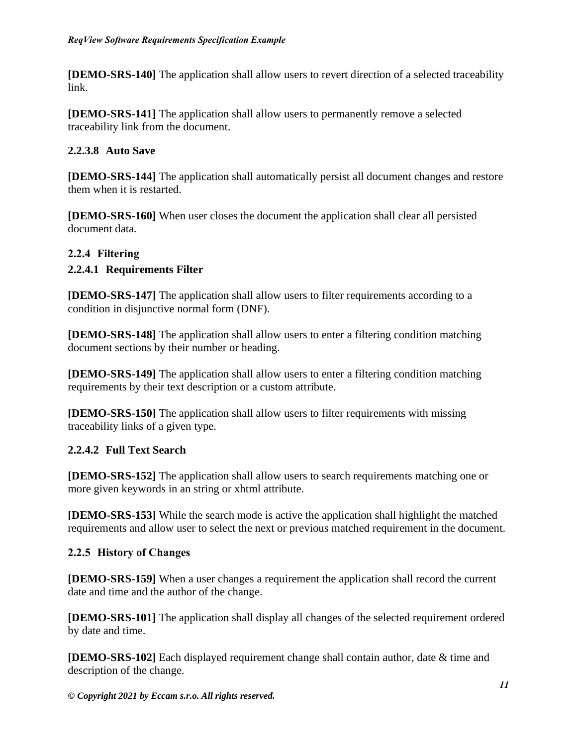**[DEMO-SRS-140]** The application shall allow users to revert direction of a selected traceability link.

**[DEMO-SRS-141]** The application shall allow users to permanently remove a selected traceability link from the document.

#### 2.2.3.8 Auto Save

**[DEMO-SRS-144]** The application shall automatically persist all document changes and restore them when it is restarted.

**[DEMO-SRS-160]** When user closes the document the application shall clear all persisted document data.

### 2.2.4 Filtering

#### 2.2.4.1 Requirements Filter

**[DEMO-SRS-147]** The application shall allow users to filter requirements according to a condition in disjunctive normal form (DNF).

**[DEMO-SRS-148]** The application shall allow users to enter a filtering condition matching document sections by their number or heading.

**[DEMO-SRS-149]** The application shall allow users to enter a filtering condition matching requirements by their text description or a custom attribute.

**[DEMO-SRS-150]** The application shall allow users to filter requirements with missing traceability links of a given type.

#### 2.2.4.2 Full Text Search

**[DEMO-SRS-152]** The application shall allow users to search requirements matching one or more given keywords in an string or xhtml attribute.

**[DEMO-SRS-153]** While the search mode is active the application shall highlight the matched requirements and allow user to select the next or previous matched requirement in the document.

### 2.2.5 History of Changes

**[DEMO-SRS-159]** When a user changes a requirement the application shall record the current date and time and the author of the change.

**[DEMO-SRS-101]** The application shall display all changes of the selected requirement ordered by date and time.

**[DEMO-SRS-102]** Each displayed requirement change shall contain author, date & time and description of the change.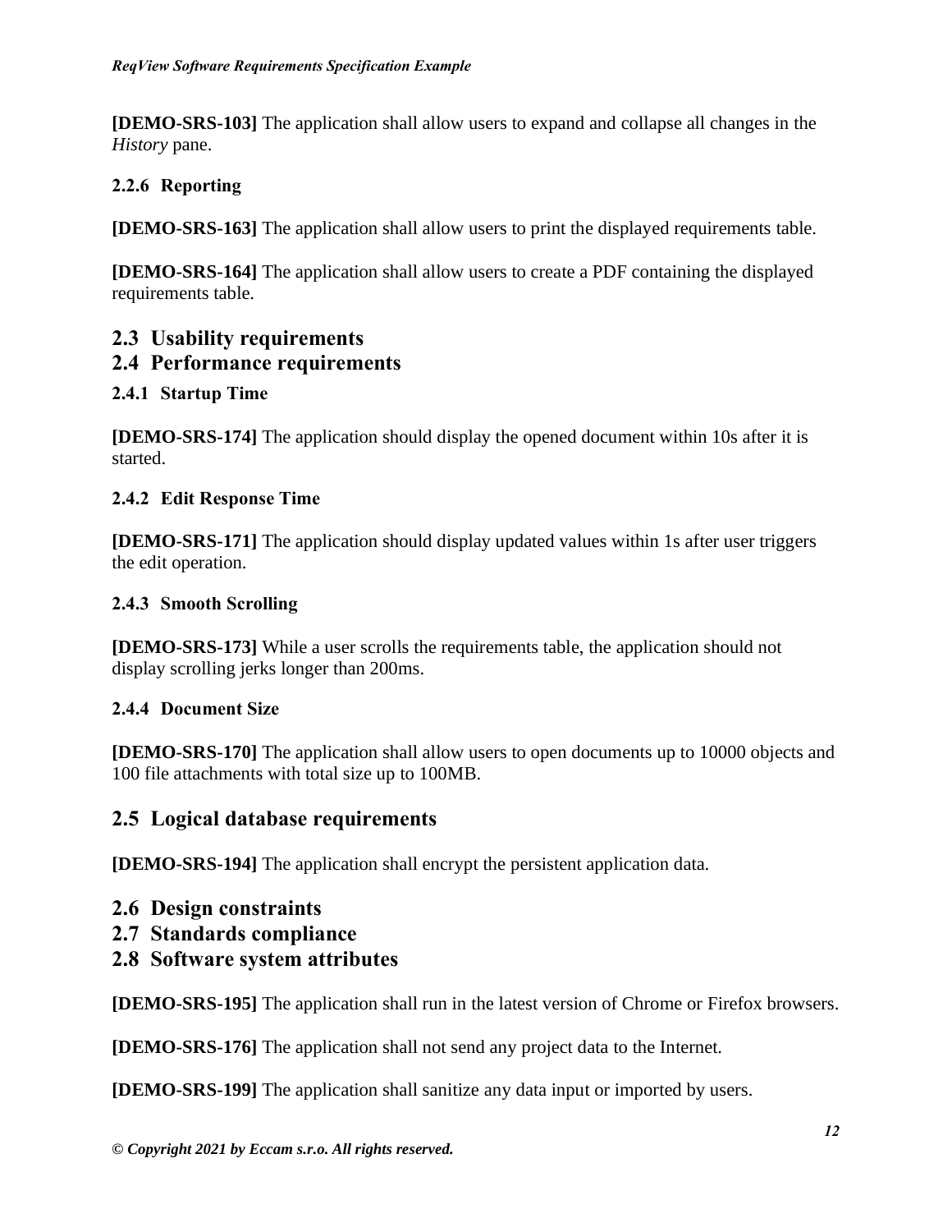**[DEMO-SRS-103]** The application shall allow users to expand and collapse all changes in the *History* pane.

#### 2.2.6 Reporting

**[DEMO-SRS-163]** The application shall allow users to print the displayed requirements table.

**[DEMO-SRS-164]** The application shall allow users to create a PDF containing the displayed requirements table.

## 2.3 Usability requirements

## 2.4 Performance requirements

#### 2.4.1 Startup Time

**[DEMO-SRS-174]** The application should display the opened document within 10s after it is started.

#### 2.4.2 Edit Response Time

**[DEMO-SRS-171]** The application should display updated values within 1s after user triggers the edit operation.

#### 2.4.3 Smooth Scrolling

**[DEMO-SRS-173]** While a user scrolls the requirements table, the application should not display scrolling jerks longer than 200ms.

#### 2.4.4 Document Size

**[DEMO-SRS-170]** The application shall allow users to open documents up to 10000 objects and 100 file attachments with total size up to 100MB.

## 2.5 Logical database requirements

**[DEMO-SRS-194]** The application shall encrypt the persistent application data.

## 2.6 Design constraints

## 2.7 Standards compliance

## 2.8 Software system attributes

**[DEMO-SRS-195]** The application shall run in the latest version of Chrome or Firefox browsers.

**[DEMO-SRS-176]** The application shall not send any project data to the Internet.

**[DEMO-SRS-199]** The application shall sanitize any data input or imported by users.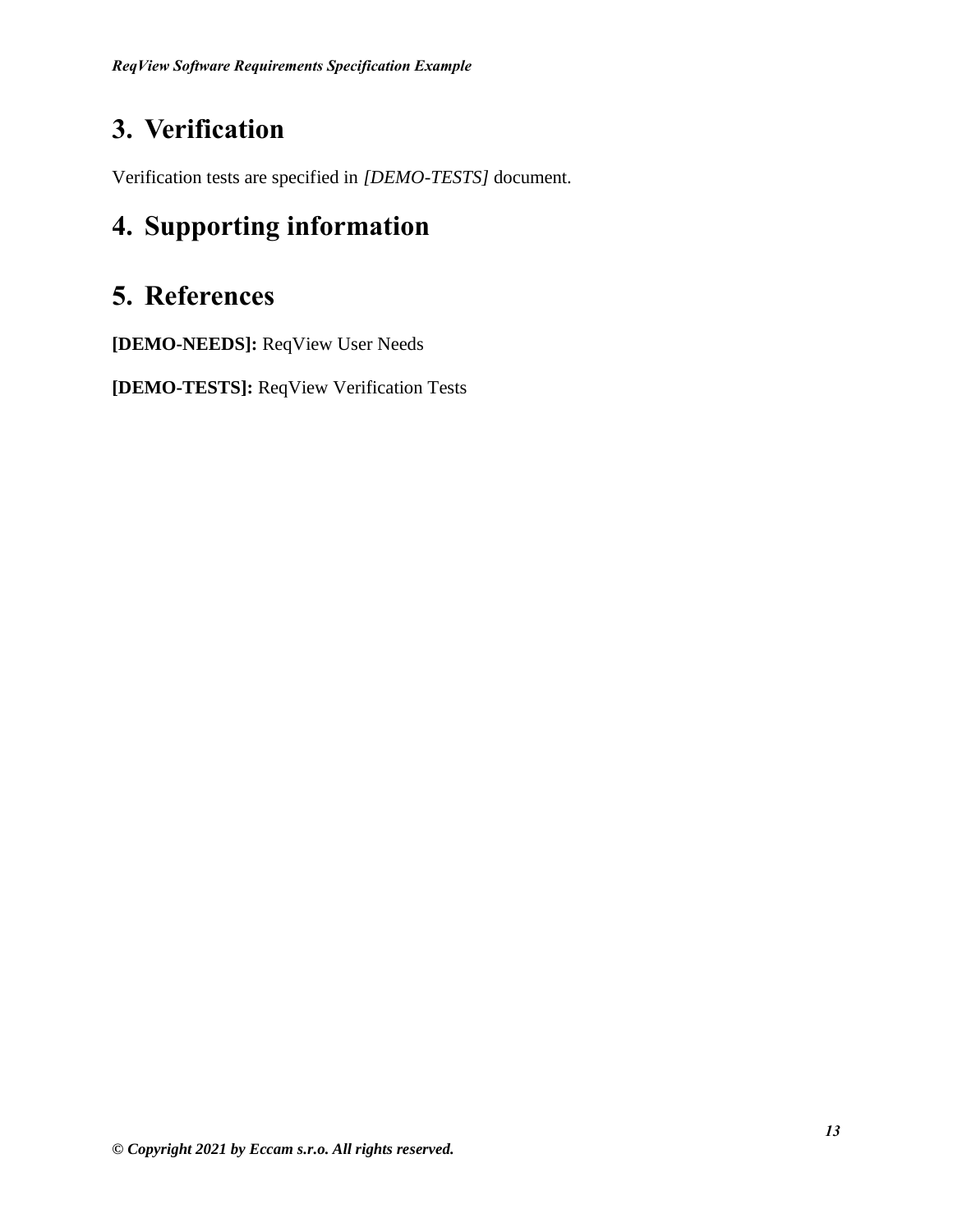# 3. Verification

Verification tests are specified in *[DEMO-TESTS]* document.

# 4. Supporting information

# 5. References

**[DEMO-NEEDS]:** ReqView User Needs

**[DEMO-TESTS]:** ReqView Verification Tests